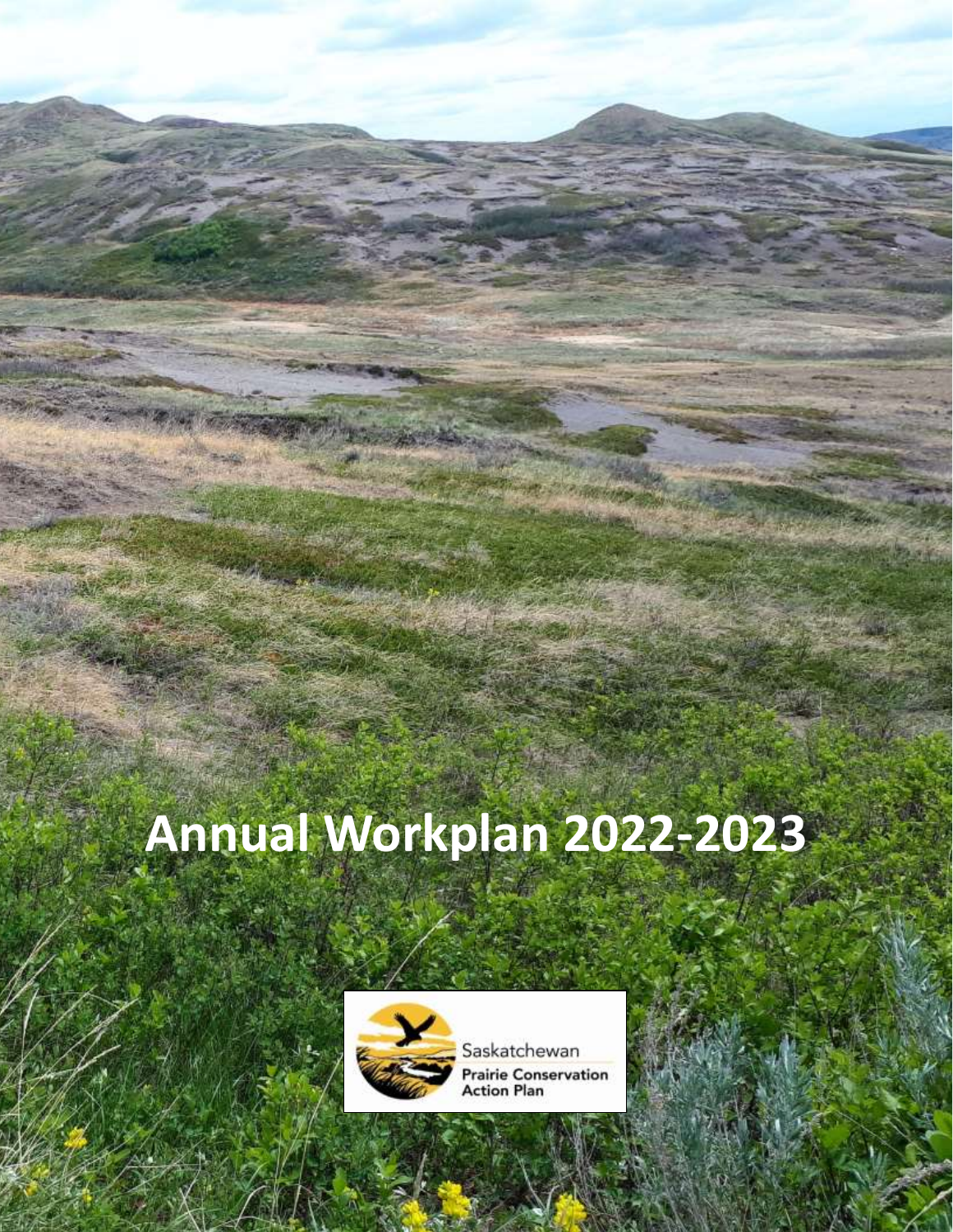# Annual Workplan 2022-2023

Saskatchewan
Prairie Conservation
Action Plan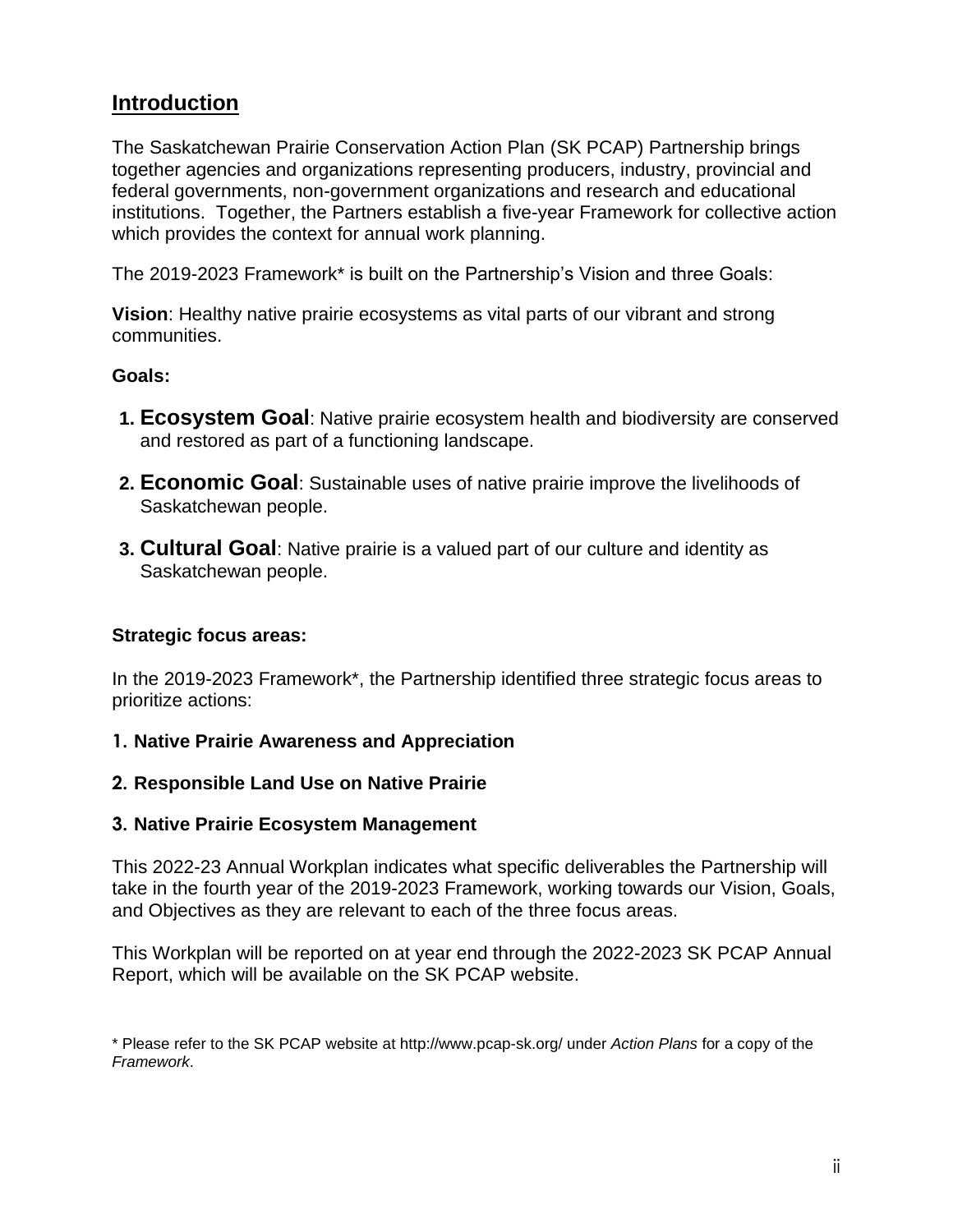## Introduction

The Saskatchewan Prairie Conservation Action Plan (SK PCAP) Partnership brings together agencies and organizations representing producers, industry, provincial and federal governments, non-government organizations and research and educational institutions. Together, the Partners establish a five-year Framework for collective action which provides the context for annual work planning.

The 2019-2023 Framework* is built on the Partnership's Vision and three Goals:

**Vision**: Healthy native prairie ecosystems as vital parts of our vibrant and strong communities.

**Goals:**

1. **Ecosystem Goal**: Native prairie ecosystem health and biodiversity are conserved and restored as part of a functioning landscape.
2. **Economic Goal**: Sustainable uses of native prairie improve the livelihoods of Saskatchewan people.
3. **Cultural Goal**: Native prairie is a valued part of our culture and identity as Saskatchewan people.

**Strategic focus areas:**

In the 2019-2023 Framework*, the Partnership identified three strategic focus areas to prioritize actions:

1. **Native Prairie Awareness and Appreciation**
2. **Responsible Land Use on Native Prairie**
3. **Native Prairie Ecosystem Management**

This 2022-23 Annual Workplan indicates what specific deliverables the Partnership will take in the fourth year of the 2019-2023 Framework, working towards our Vision, Goals, and Objectives as they are relevant to each of the three focus areas.

This Workplan will be reported on at year end through the 2022-2023 SK PCAP Annual Report, which will be available on the SK PCAP website.

\* Please refer to the SK PCAP website at http://www.pcap-sk.org/ under *Action Plans* for a copy of the *Framework*.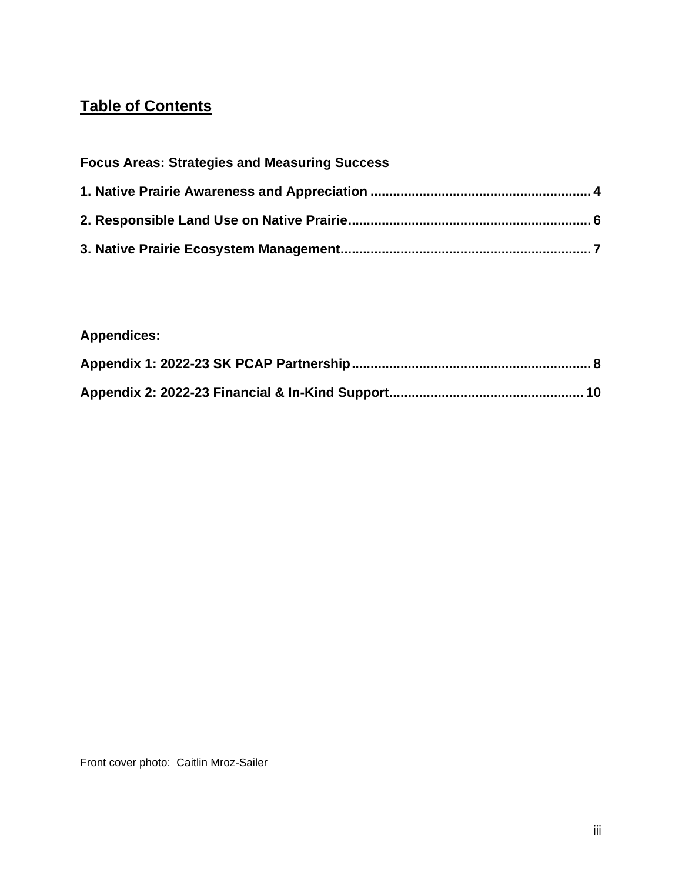# Table of Contents

**Focus Areas: Strategies and Measuring Success**

**1. Native Prairie Awareness and Appreciation .......................................................... 4**

**2. Responsible Land Use on Native Prairie................................................................ 6**

**3. Native Prairie Ecosystem Management.................................................................. 7**

**Appendices:**

**Appendix 1: 2022-23 SK PCAP Partnership............................................................... 8**

**Appendix 2: 2022-23 Financial & In-Kind Support................................................... 10**

Front cover photo: Caitlin Mroz-Sailer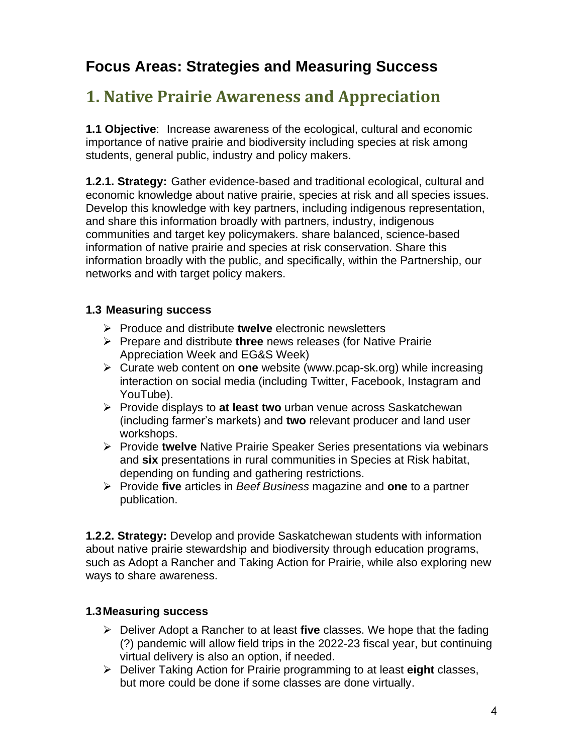## Focus Areas: Strategies and Measuring Success

# 1. Native Prairie Awareness and Appreciation

**1.1 Objective**: Increase awareness of the ecological, cultural and economic importance of native prairie and biodiversity including species at risk among students, general public, industry and policy makers.

**1.2.1. Strategy:** Gather evidence-based and traditional ecological, cultural and economic knowledge about native prairie, species at risk and all species issues. Develop this knowledge with key partners, including indigenous representation, and share this information broadly with partners, industry, indigenous communities and target key policymakers. share balanced, science-based information of native prairie and species at risk conservation. Share this information broadly with the public, and specifically, within the Partnership, our networks and with target policy makers.

### 1.3 Measuring success

- Produce and distribute **twelve** electronic newsletters
- Prepare and distribute **three** news releases (for Native Prairie Appreciation Week and EG&S Week)
- Curate web content on **one** website (www.pcap-sk.org) while increasing interaction on social media (including Twitter, Facebook, Instagram and YouTube).
- Provide displays to **at least two** urban venue across Saskatchewan (including farmer's markets) and **two** relevant producer and land user workshops.
- Provide **twelve** Native Prairie Speaker Series presentations via webinars and **six** presentations in rural communities in Species at Risk habitat, depending on funding and gathering restrictions.
- Provide **five** articles in *Beef Business* magazine and **one** to a partner publication.

**1.2.2. Strategy:** Develop and provide Saskatchewan students with information about native prairie stewardship and biodiversity through education programs, such as Adopt a Rancher and Taking Action for Prairie, while also exploring new ways to share awareness.

### 1.3 Measuring success

- Deliver Adopt a Rancher to at least **five** classes. We hope that the fading (?) pandemic will allow field trips in the 2022-23 fiscal year, but continuing virtual delivery is also an option, if needed.
- Deliver Taking Action for Prairie programming to at least **eight** classes, but more could be done if some classes are done virtually.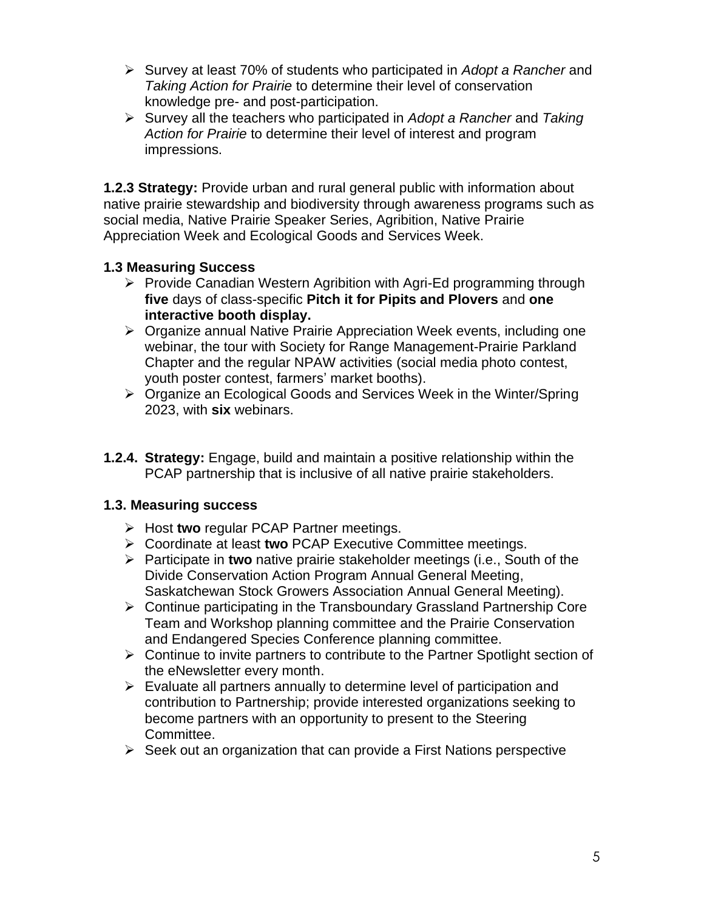- Survey at least 70% of students who participated in *Adopt a Rancher* and *Taking Action for Prairie* to determine their level of conservation knowledge pre- and post-participation.
- Survey all the teachers who participated in *Adopt a Rancher* and *Taking Action for Prairie* to determine their level of interest and program impressions.

**1.2.3 Strategy:** Provide urban and rural general public with information about native prairie stewardship and biodiversity through awareness programs such as social media, Native Prairie Speaker Series, Agribition, Native Prairie Appreciation Week and Ecological Goods and Services Week.

**1.3 Measuring Success**

- Provide Canadian Western Agribition with Agri-Ed programming through **five** days of class-specific **Pitch it for Pipits and Plovers** and **one interactive booth display.**
- Organize annual Native Prairie Appreciation Week events, including one webinar, the tour with Society for Range Management-Prairie Parkland Chapter and the regular NPAW activities (social media photo contest, youth poster contest, farmers' market booths).
- Organize an Ecological Goods and Services Week in the Winter/Spring 2023, with **six** webinars.

**1.2.4. Strategy:** Engage, build and maintain a positive relationship within the PCAP partnership that is inclusive of all native prairie stakeholders.

**1.3. Measuring success**

- Host **two** regular PCAP Partner meetings.
- Coordinate at least **two** PCAP Executive Committee meetings.
- Participate in **two** native prairie stakeholder meetings (i.e., South of the Divide Conservation Action Program Annual General Meeting, Saskatchewan Stock Growers Association Annual General Meeting).
- Continue participating in the Transboundary Grassland Partnership Core Team and Workshop planning committee and the Prairie Conservation and Endangered Species Conference planning committee.
- Continue to invite partners to contribute to the Partner Spotlight section of the eNewsletter every month.
- Evaluate all partners annually to determine level of participation and contribution to Partnership; provide interested organizations seeking to become partners with an opportunity to present to the Steering Committee.
- Seek out an organization that can provide a First Nations perspective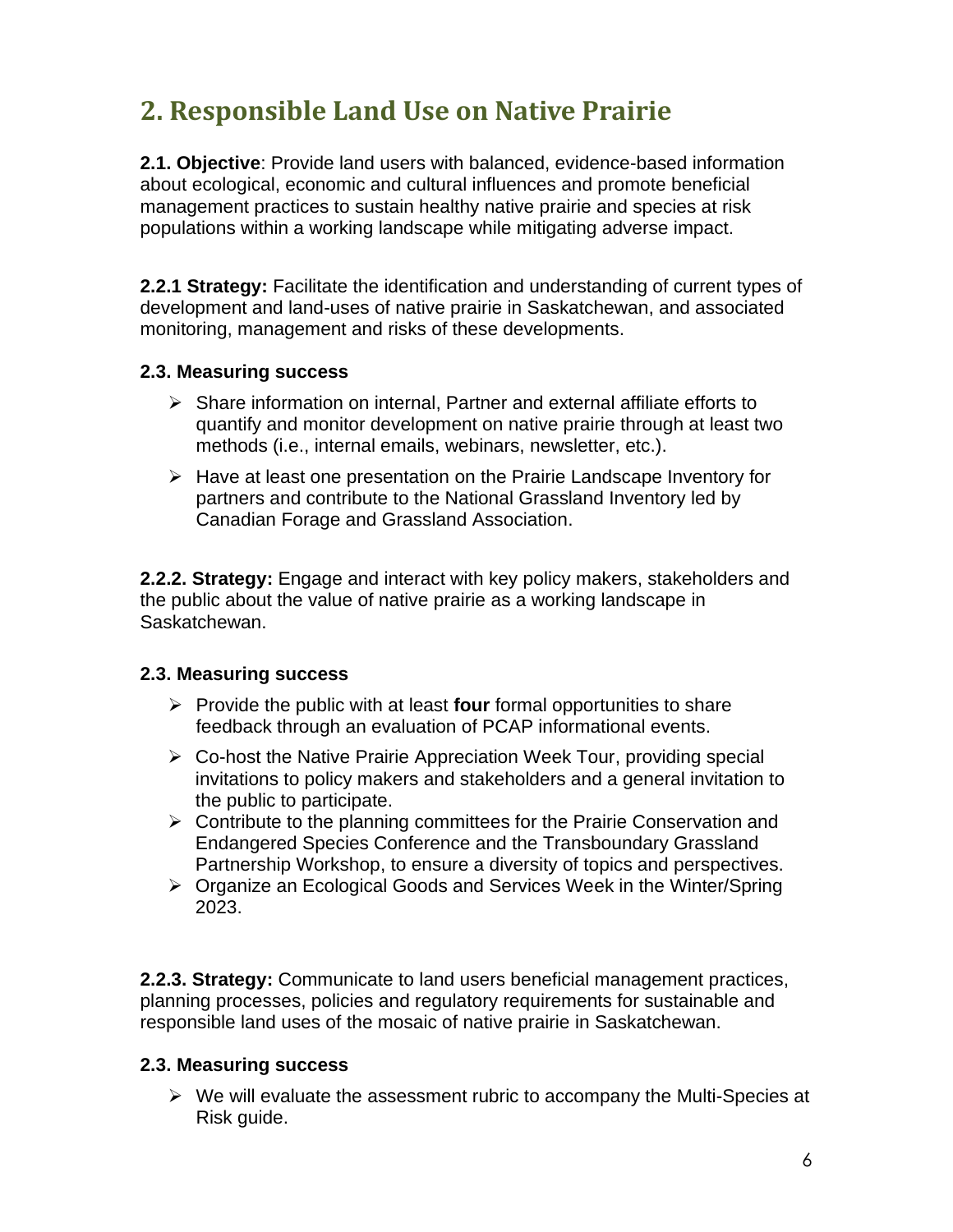## 2. Responsible Land Use on Native Prairie

**2.1. Objective**: Provide land users with balanced, evidence-based information about ecological, economic and cultural influences and promote beneficial management practices to sustain healthy native prairie and species at risk populations within a working landscape while mitigating adverse impact.

**2.2.1 Strategy:** Facilitate the identification and understanding of current types of development and land-uses of native prairie in Saskatchewan, and associated monitoring, management and risks of these developments.

**2.3. Measuring success**

- Share information on internal, Partner and external affiliate efforts to quantify and monitor development on native prairie through at least two methods (i.e., internal emails, webinars, newsletter, etc.).
- Have at least one presentation on the Prairie Landscape Inventory for partners and contribute to the National Grassland Inventory led by Canadian Forage and Grassland Association.

**2.2.2. Strategy:** Engage and interact with key policy makers, stakeholders and the public about the value of native prairie as a working landscape in Saskatchewan.

**2.3. Measuring success**

- Provide the public with at least **four** formal opportunities to share feedback through an evaluation of PCAP informational events.
- Co-host the Native Prairie Appreciation Week Tour, providing special invitations to policy makers and stakeholders and a general invitation to the public to participate.
- Contribute to the planning committees for the Prairie Conservation and Endangered Species Conference and the Transboundary Grassland Partnership Workshop, to ensure a diversity of topics and perspectives.
- Organize an Ecological Goods and Services Week in the Winter/Spring 2023.

**2.2.3. Strategy:** Communicate to land users beneficial management practices, planning processes, policies and regulatory requirements for sustainable and responsible land uses of the mosaic of native prairie in Saskatchewan.

**2.3. Measuring success**

- We will evaluate the assessment rubric to accompany the Multi-Species at Risk guide.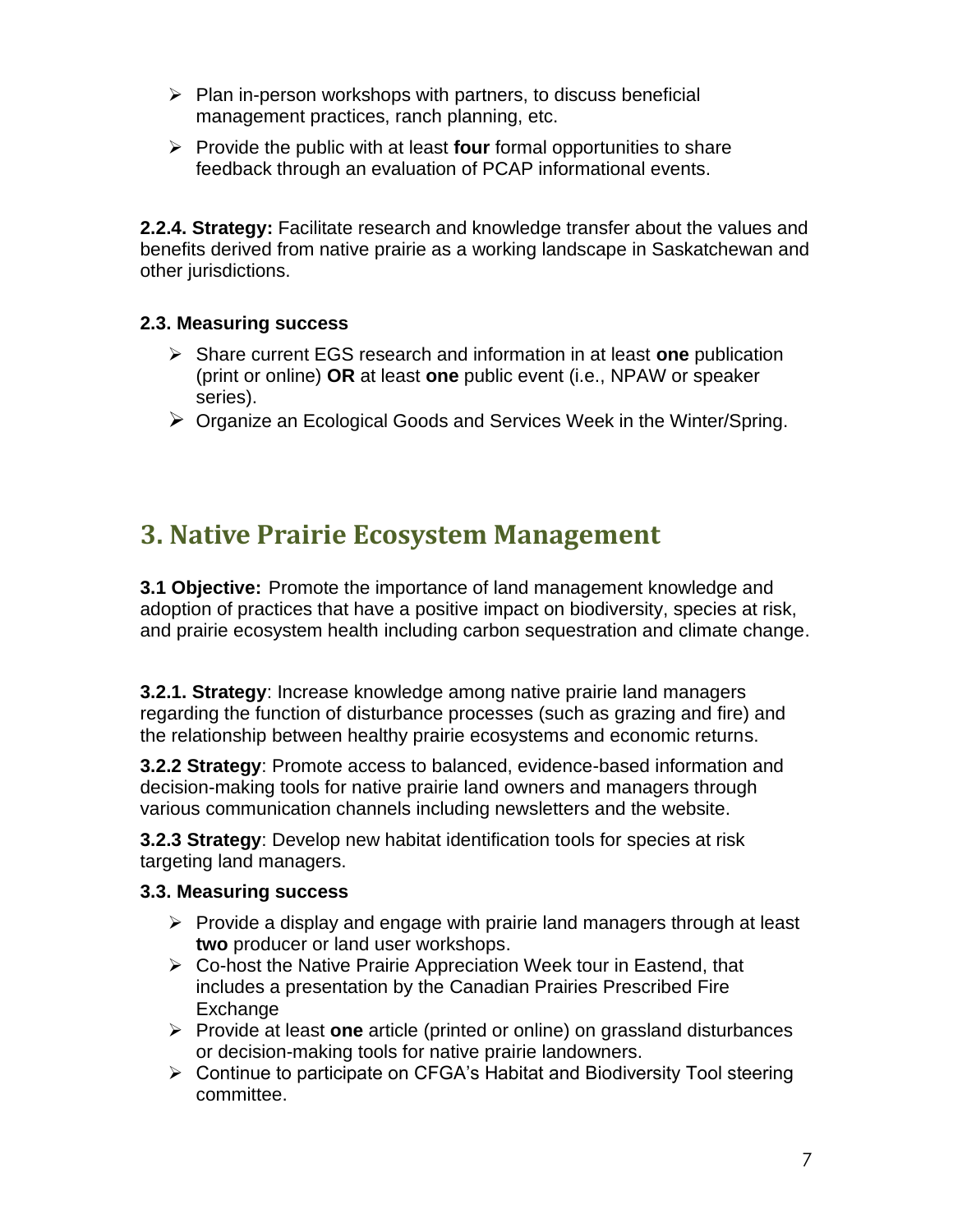- Plan in-person workshops with partners, to discuss beneficial management practices, ranch planning, etc.
- Provide the public with at least **four** formal opportunities to share feedback through an evaluation of PCAP informational events.

**2.2.4. Strategy:** Facilitate research and knowledge transfer about the values and benefits derived from native prairie as a working landscape in Saskatchewan and other jurisdictions.

**2.3. Measuring success**

- Share current EGS research and information in at least **one** publication (print or online) **OR** at least **one** public event (i.e., NPAW or speaker series).
- Organize an Ecological Goods and Services Week in the Winter/Spring.

## 3. Native Prairie Ecosystem Management

**3.1 Objective:** Promote the importance of land management knowledge and adoption of practices that have a positive impact on biodiversity, species at risk, and prairie ecosystem health including carbon sequestration and climate change.

**3.2.1. Strategy**: Increase knowledge among native prairie land managers regarding the function of disturbance processes (such as grazing and fire) and the relationship between healthy prairie ecosystems and economic returns.

**3.2.2 Strategy**: Promote access to balanced, evidence-based information and decision-making tools for native prairie land owners and managers through various communication channels including newsletters and the website.

**3.2.3 Strategy**: Develop new habitat identification tools for species at risk targeting land managers.

**3.3. Measuring success**

- Provide a display and engage with prairie land managers through at least **two** producer or land user workshops.
- Co-host the Native Prairie Appreciation Week tour in Eastend, that includes a presentation by the Canadian Prairies Prescribed Fire Exchange
- Provide at least **one** article (printed or online) on grassland disturbances or decision-making tools for native prairie landowners.
- Continue to participate on CFGA's Habitat and Biodiversity Tool steering committee.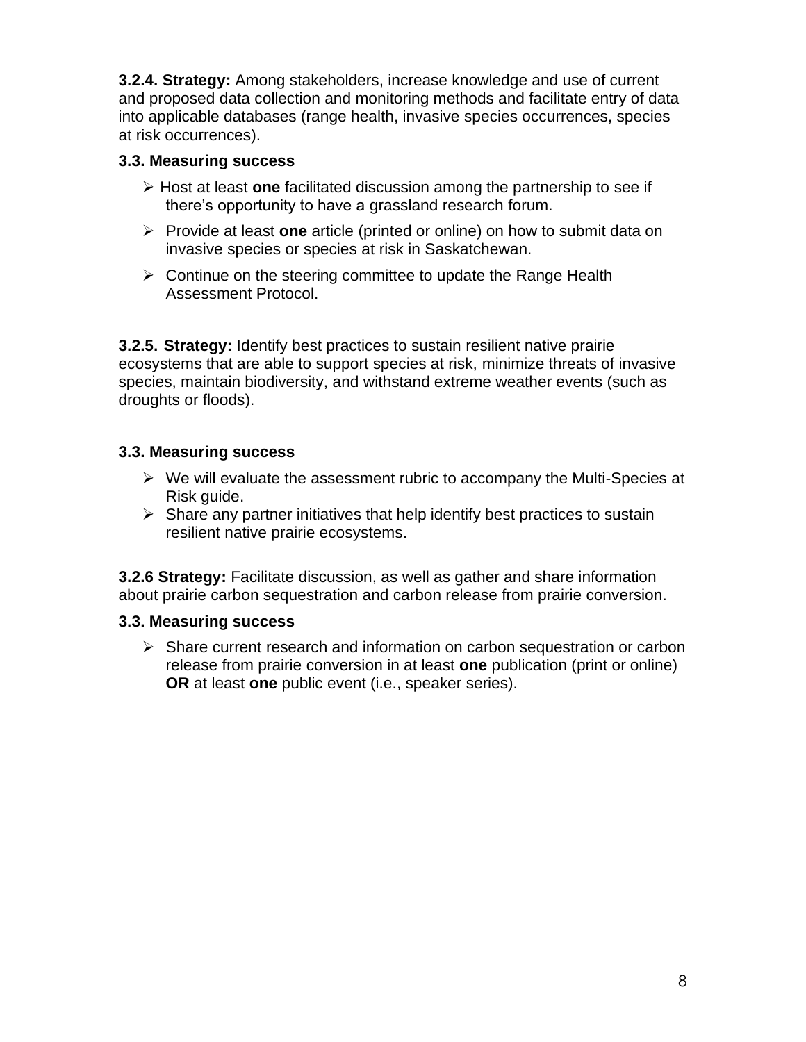**3.2.4. Strategy:** Among stakeholders, increase knowledge and use of current and proposed data collection and monitoring methods and facilitate entry of data into applicable databases (range health, invasive species occurrences, species at risk occurrences).

**3.3. Measuring success**

- Host at least **one** facilitated discussion among the partnership to see if there's opportunity to have a grassland research forum.
- Provide at least **one** article (printed or online) on how to submit data on invasive species or species at risk in Saskatchewan.
- Continue on the steering committee to update the Range Health Assessment Protocol.

**3.2.5. Strategy:** Identify best practices to sustain resilient native prairie ecosystems that are able to support species at risk, minimize threats of invasive species, maintain biodiversity, and withstand extreme weather events (such as droughts or floods).

**3.3. Measuring success**

- We will evaluate the assessment rubric to accompany the Multi-Species at Risk guide.
- Share any partner initiatives that help identify best practices to sustain resilient native prairie ecosystems.

**3.2.6 Strategy:** Facilitate discussion, as well as gather and share information about prairie carbon sequestration and carbon release from prairie conversion.

**3.3. Measuring success**

- Share current research and information on carbon sequestration or carbon release from prairie conversion in at least **one** publication (print or online) **OR** at least **one** public event (i.e., speaker series).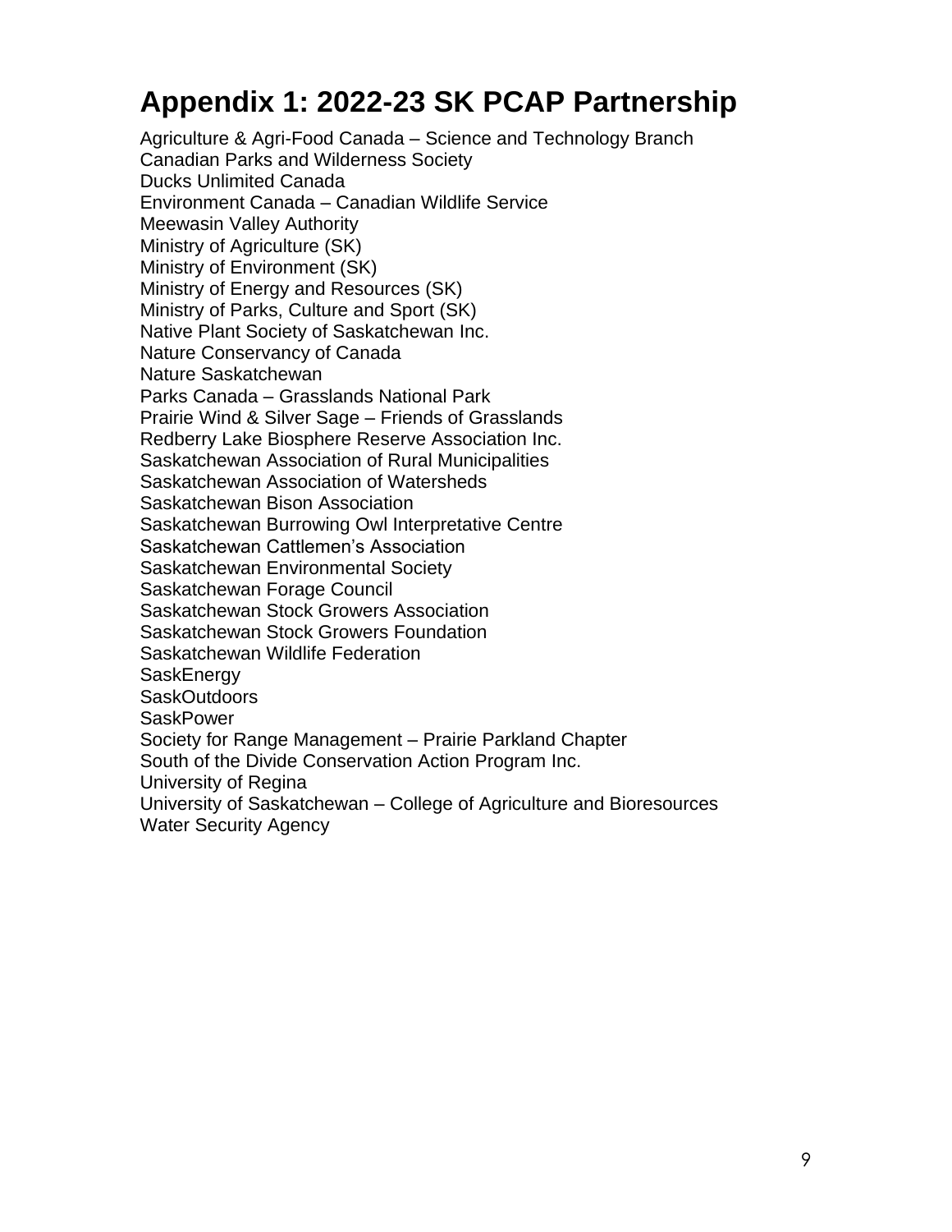# Appendix 1: 2022-23 SK PCAP Partnership

Agriculture & Agri-Food Canada – Science and Technology Branch
Canadian Parks and Wilderness Society
Ducks Unlimited Canada
Environment Canada – Canadian Wildlife Service
Meewasin Valley Authority
Ministry of Agriculture (SK)
Ministry of Environment (SK)
Ministry of Energy and Resources (SK)
Ministry of Parks, Culture and Sport (SK)
Native Plant Society of Saskatchewan Inc.
Nature Conservancy of Canada
Nature Saskatchewan
Parks Canada – Grasslands National Park
Prairie Wind & Silver Sage – Friends of Grasslands
Redberry Lake Biosphere Reserve Association Inc.
Saskatchewan Association of Rural Municipalities
Saskatchewan Association of Watersheds
Saskatchewan Bison Association
Saskatchewan Burrowing Owl Interpretative Centre
Saskatchewan Cattlemen's Association
Saskatchewan Environmental Society
Saskatchewan Forage Council
Saskatchewan Stock Growers Association
Saskatchewan Stock Growers Foundation
Saskatchewan Wildlife Federation
SaskEnergy
SaskOutdoors
SaskPower
Society for Range Management – Prairie Parkland Chapter
South of the Divide Conservation Action Program Inc.
University of Regina
University of Saskatchewan – College of Agriculture and Bioresources
Water Security Agency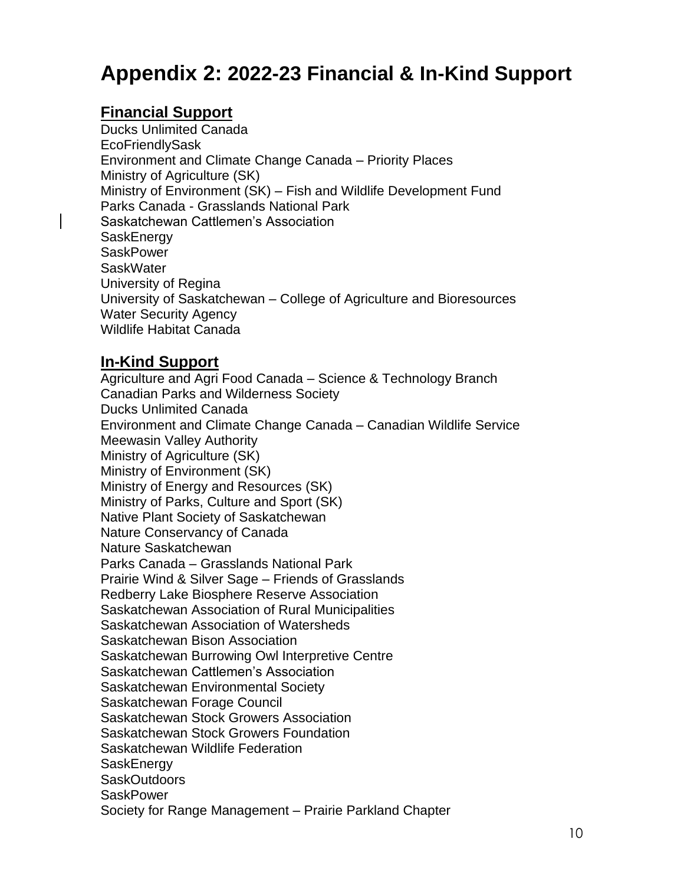# Appendix 2: 2022-23 Financial & In-Kind Support

## Financial Support

Ducks Unlimited Canada
EcoFriendlySask
Environment and Climate Change Canada – Priority Places
Ministry of Agriculture (SK)
Ministry of Environment (SK) – Fish and Wildlife Development Fund
Parks Canada - Grasslands National Park
Saskatchewan Cattlemen's Association
SaskEnergy
SaskPower
SaskWater
University of Regina
University of Saskatchewan – College of Agriculture and Bioresources
Water Security Agency
Wildlife Habitat Canada

## In-Kind Support

Agriculture and Agri Food Canada – Science & Technology Branch
Canadian Parks and Wilderness Society
Ducks Unlimited Canada
Environment and Climate Change Canada – Canadian Wildlife Service
Meewasin Valley Authority
Ministry of Agriculture (SK)
Ministry of Environment (SK)
Ministry of Energy and Resources (SK)
Ministry of Parks, Culture and Sport (SK)
Native Plant Society of Saskatchewan
Nature Conservancy of Canada
Nature Saskatchewan
Parks Canada – Grasslands National Park
Prairie Wind & Silver Sage – Friends of Grasslands
Redberry Lake Biosphere Reserve Association
Saskatchewan Association of Rural Municipalities
Saskatchewan Association of Watersheds
Saskatchewan Bison Association
Saskatchewan Burrowing Owl Interpretive Centre
Saskatchewan Cattlemen's Association
Saskatchewan Environmental Society
Saskatchewan Forage Council
Saskatchewan Stock Growers Association
Saskatchewan Stock Growers Foundation
Saskatchewan Wildlife Federation
SaskEnergy
SaskOutdoors
SaskPower
Society for Range Management – Prairie Parkland Chapter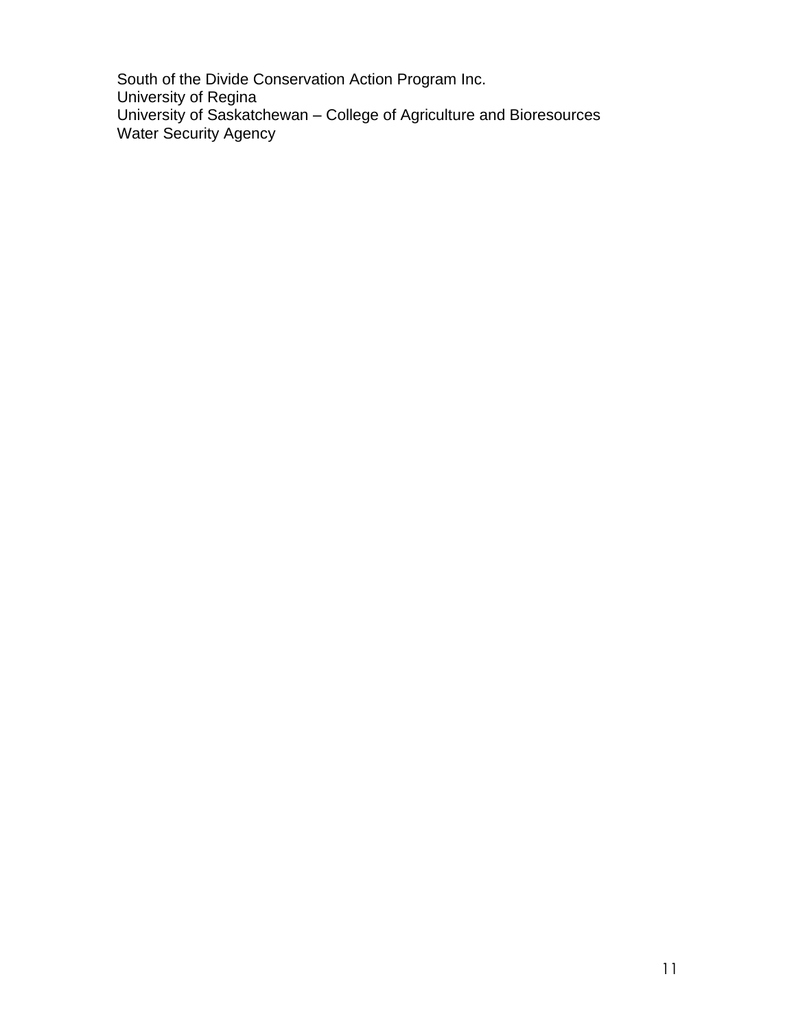South of the Divide Conservation Action Program Inc.
University of Regina
University of Saskatchewan – College of Agriculture and Bioresources
Water Security Agency